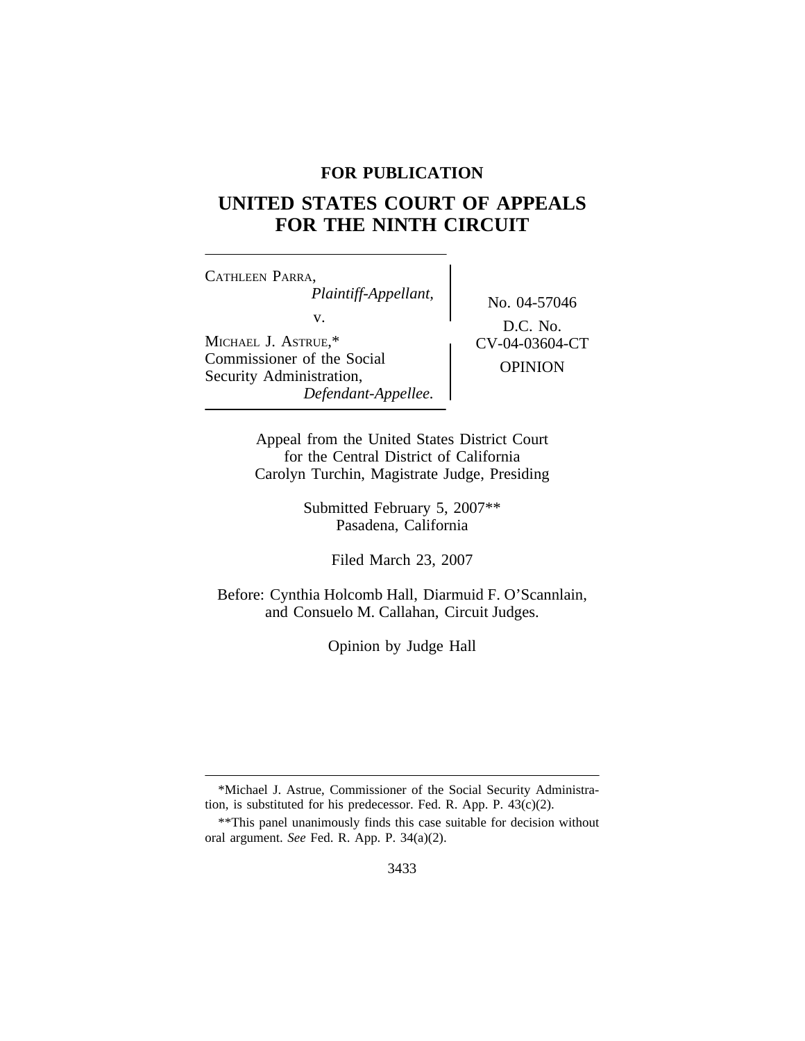**FOR PUBLICATION**

# UNITED STATES COURT OF APPEALS FOR THE NINTH CIRCUIT

CATHLEEN PARRA,
*Plaintiff-Appellant,*

v.

MICHAEL J. ASTRUE,*
Commissioner of the Social Security Administration,
*Defendant-Appellee.*

No. 04-57046

D.C. No. CV-04-03604-CT

OPINION

Appeal from the United States District Court for the Central District of California
Carolyn Turchin, Magistrate Judge, Presiding

Submitted February 5, 2007**
Pasadena, California

Filed March 23, 2007

Before: Cynthia Holcomb Hall, Diarmuid F. O'Scannlain, and Consuelo M. Callahan, Circuit Judges.

Opinion by Judge Hall

---

*Michael J. Astrue, Commissioner of the Social Security Administration, is substituted for his predecessor. Fed. R. App. P. 43(c)(2).

**This panel unanimously finds this case suitable for decision without oral argument. *See* Fed. R. App. P. 34(a)(2).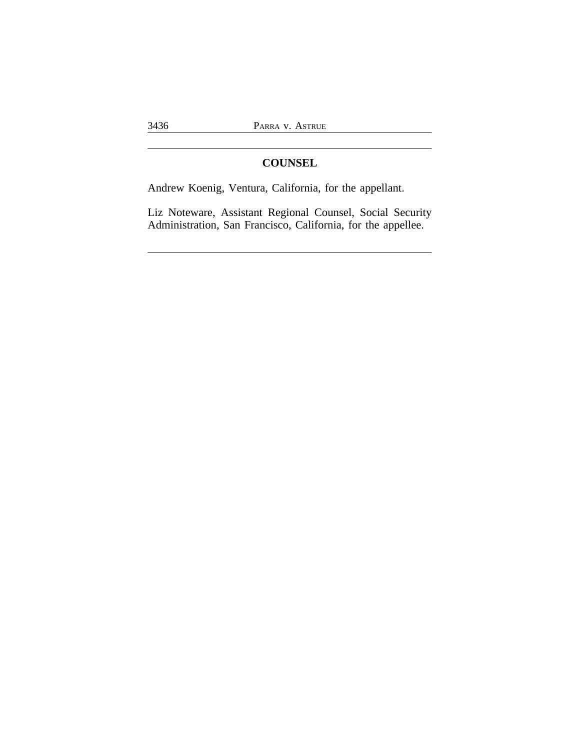## COUNSEL

Andrew Koenig, Ventura, California, for the appellant.

Liz Noteware, Assistant Regional Counsel, Social Security Administration, San Francisco, California, for the appellee.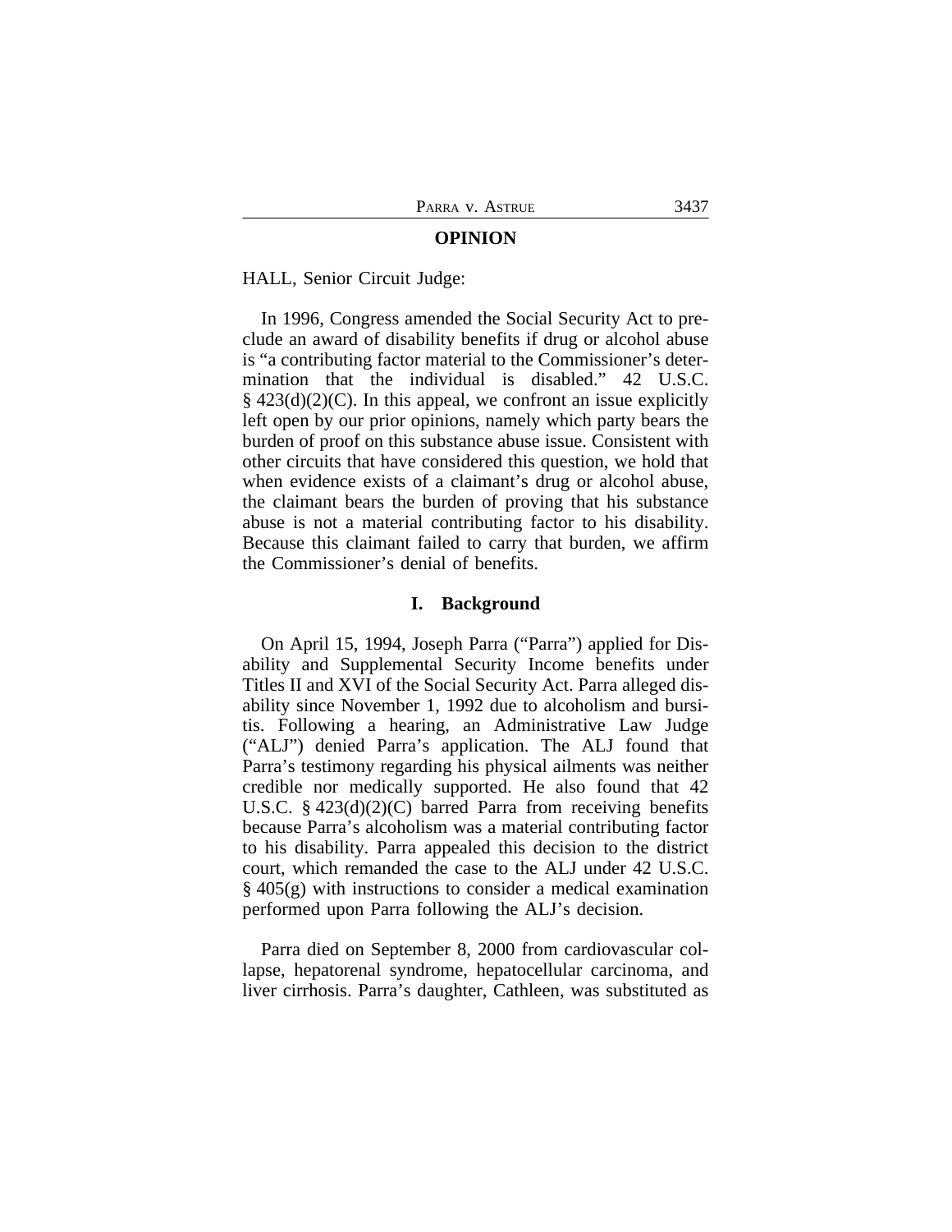## OPINION

HALL, Senior Circuit Judge:

In 1996, Congress amended the Social Security Act to preclude an award of disability benefits if drug or alcohol abuse is "a contributing factor material to the Commissioner's determination that the individual is disabled." 42 U.S.C. § 423(d)(2)(C). In this appeal, we confront an issue explicitly left open by our prior opinions, namely which party bears the burden of proof on this substance abuse issue. Consistent with other circuits that have considered this question, we hold that when evidence exists of a claimant's drug or alcohol abuse, the claimant bears the burden of proving that his substance abuse is not a material contributing factor to his disability. Because this claimant failed to carry that burden, we affirm the Commissioner's denial of benefits.

### I. Background

On April 15, 1994, Joseph Parra ("Parra") applied for Disability and Supplemental Security Income benefits under Titles II and XVI of the Social Security Act. Parra alleged disability since November 1, 1992 due to alcoholism and bursitis. Following a hearing, an Administrative Law Judge ("ALJ") denied Parra's application. The ALJ found that Parra's testimony regarding his physical ailments was neither credible nor medically supported. He also found that 42 U.S.C. § 423(d)(2)(C) barred Parra from receiving benefits because Parra's alcoholism was a material contributing factor to his disability. Parra appealed this decision to the district court, which remanded the case to the ALJ under 42 U.S.C. § 405(g) with instructions to consider a medical examination performed upon Parra following the ALJ's decision.

Parra died on September 8, 2000 from cardiovascular collapse, hepatorenal syndrome, hepatocellular carcinoma, and liver cirrhosis. Parra's daughter, Cathleen, was substituted as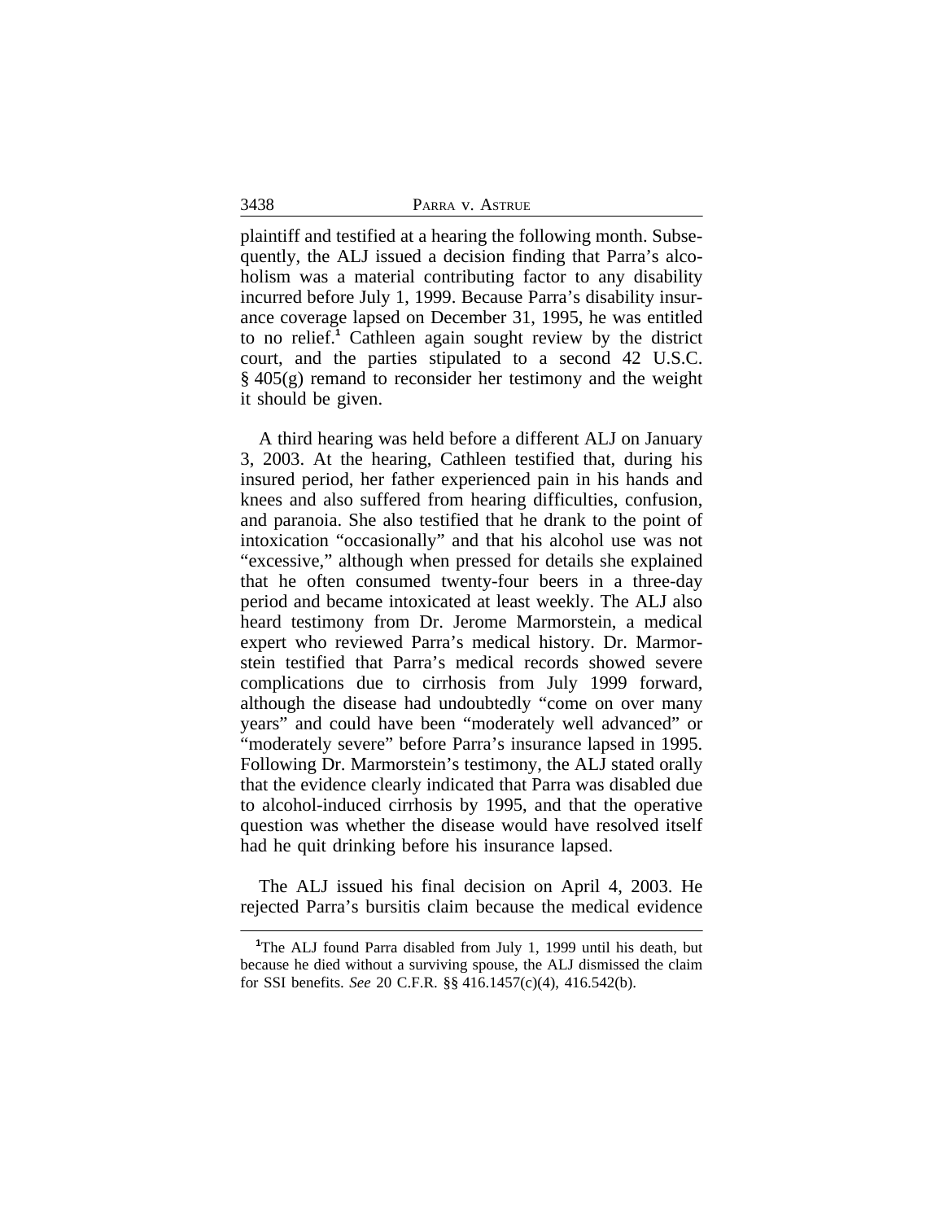plaintiff and testified at a hearing the following month. Subsequently, the ALJ issued a decision finding that Parra's alcoholism was a material contributing factor to any disability incurred before July 1, 1999. Because Parra's disability insurance coverage lapsed on December 31, 1995, he was entitled to no relief.[1] Cathleen again sought review by the district court, and the parties stipulated to a second 42 U.S.C. § 405(g) remand to reconsider her testimony and the weight it should be given.

A third hearing was held before a different ALJ on January 3, 2003. At the hearing, Cathleen testified that, during his insured period, her father experienced pain in his hands and knees and also suffered from hearing difficulties, confusion, and paranoia. She also testified that he drank to the point of intoxication "occasionally" and that his alcohol use was not "excessive," although when pressed for details she explained that he often consumed twenty-four beers in a three-day period and became intoxicated at least weekly. The ALJ also heard testimony from Dr. Jerome Marmorstein, a medical expert who reviewed Parra's medical history. Dr. Marmorstein testified that Parra's medical records showed severe complications due to cirrhosis from July 1999 forward, although the disease had undoubtedly "come on over many years" and could have been "moderately well advanced" or "moderately severe" before Parra's insurance lapsed in 1995. Following Dr. Marmorstein's testimony, the ALJ stated orally that the evidence clearly indicated that Parra was disabled due to alcohol-induced cirrhosis by 1995, and that the operative question was whether the disease would have resolved itself had he quit drinking before his insurance lapsed.

The ALJ issued his final decision on April 4, 2003. He rejected Parra's bursitis claim because the medical evidence

[1]The ALJ found Parra disabled from July 1, 1999 until his death, but because he died without a surviving spouse, the ALJ dismissed the claim for SSI benefits. *See* 20 C.F.R. §§ 416.1457(c)(4), 416.542(b).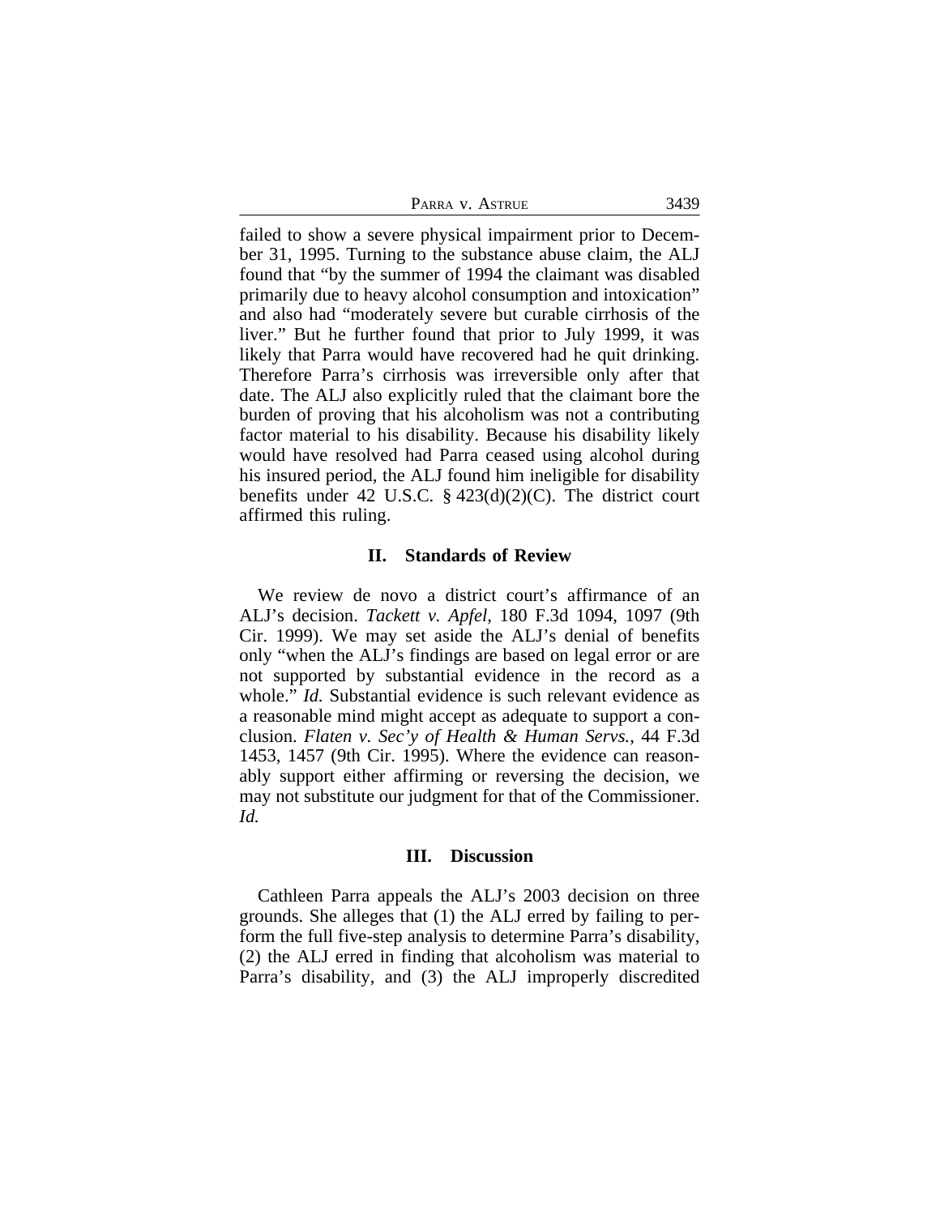failed to show a severe physical impairment prior to December 31, 1995. Turning to the substance abuse claim, the ALJ found that "by the summer of 1994 the claimant was disabled primarily due to heavy alcohol consumption and intoxication" and also had "moderately severe but curable cirrhosis of the liver." But he further found that prior to July 1999, it was likely that Parra would have recovered had he quit drinking. Therefore Parra's cirrhosis was irreversible only after that date. The ALJ also explicitly ruled that the claimant bore the burden of proving that his alcoholism was not a contributing factor material to his disability. Because his disability likely would have resolved had Parra ceased using alcohol during his insured period, the ALJ found him ineligible for disability benefits under 42 U.S.C. § 423(d)(2)(C). The district court affirmed this ruling.

## II. Standards of Review

We review de novo a district court's affirmance of an ALJ's decision. *Tackett v. Apfel*, 180 F.3d 1094, 1097 (9th Cir. 1999). We may set aside the ALJ's denial of benefits only "when the ALJ's findings are based on legal error or are not supported by substantial evidence in the record as a whole." *Id.* Substantial evidence is such relevant evidence as a reasonable mind might accept as adequate to support a conclusion. *Flaten v. Sec'y of Health & Human Servs.*, 44 F.3d 1453, 1457 (9th Cir. 1995). Where the evidence can reasonably support either affirming or reversing the decision, we may not substitute our judgment for that of the Commissioner. *Id.*

## III. Discussion

Cathleen Parra appeals the ALJ's 2003 decision on three grounds. She alleges that (1) the ALJ erred by failing to perform the full five-step analysis to determine Parra's disability, (2) the ALJ erred in finding that alcoholism was material to Parra's disability, and (3) the ALJ improperly discredited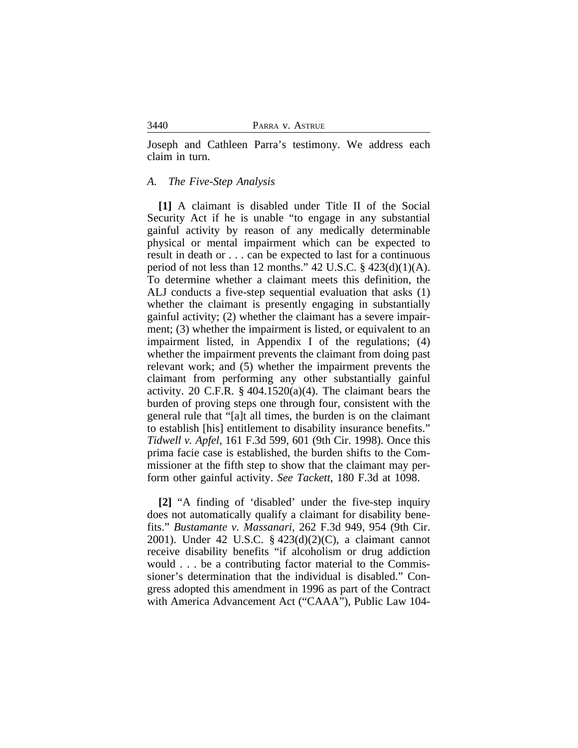Joseph and Cathleen Parra's testimony. We address each claim in turn.

### *A. The Five-Step Analysis*

**[1]** A claimant is disabled under Title II of the Social Security Act if he is unable "to engage in any substantial gainful activity by reason of any medically determinable physical or mental impairment which can be expected to result in death or . . . can be expected to last for a continuous period of not less than 12 months." 42 U.S.C. § 423(d)(1)(A). To determine whether a claimant meets this definition, the ALJ conducts a five-step sequential evaluation that asks (1) whether the claimant is presently engaging in substantially gainful activity; (2) whether the claimant has a severe impairment; (3) whether the impairment is listed, or equivalent to an impairment listed, in Appendix I of the regulations; (4) whether the impairment prevents the claimant from doing past relevant work; and (5) whether the impairment prevents the claimant from performing any other substantially gainful activity. 20 C.F.R. § 404.1520(a)(4). The claimant bears the burden of proving steps one through four, consistent with the general rule that "[a]t all times, the burden is on the claimant to establish [his] entitlement to disability insurance benefits." *Tidwell v. Apfel*, 161 F.3d 599, 601 (9th Cir. 1998). Once this prima facie case is established, the burden shifts to the Commissioner at the fifth step to show that the claimant may perform other gainful activity. *See Tackett*, 180 F.3d at 1098.

**[2]** "A finding of 'disabled' under the five-step inquiry does not automatically qualify a claimant for disability benefits." *Bustamante v. Massanari*, 262 F.3d 949, 954 (9th Cir. 2001). Under 42 U.S.C. § 423(d)(2)(C), a claimant cannot receive disability benefits "if alcoholism or drug addiction would . . . be a contributing factor material to the Commissioner's determination that the individual is disabled." Congress adopted this amendment in 1996 as part of the Contract with America Advancement Act ("CAAA"), Public Law 104-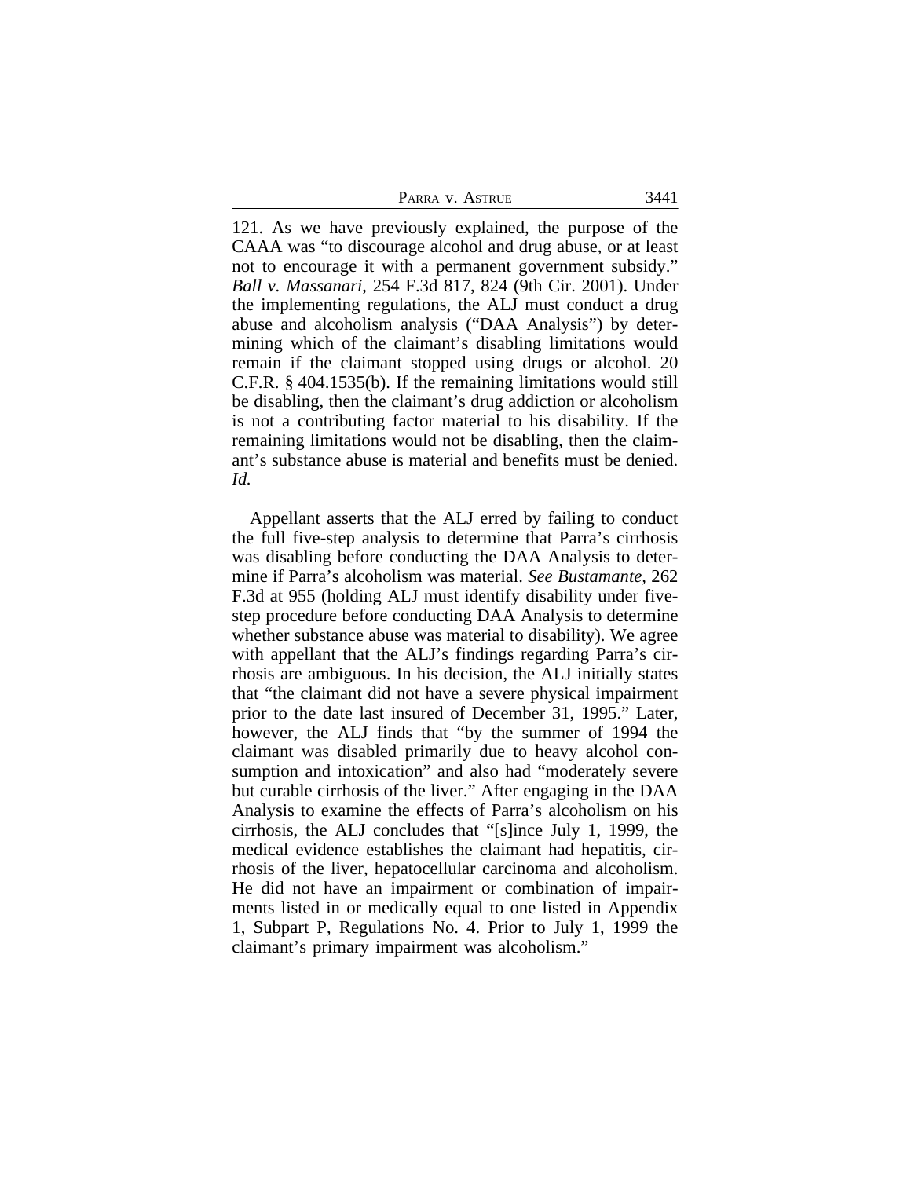121. As we have previously explained, the purpose of the CAAA was "to discourage alcohol and drug abuse, or at least not to encourage it with a permanent government subsidy." *Ball v. Massanari*, 254 F.3d 817, 824 (9th Cir. 2001). Under the implementing regulations, the ALJ must conduct a drug abuse and alcoholism analysis ("DAA Analysis") by determining which of the claimant's disabling limitations would remain if the claimant stopped using drugs or alcohol. 20 C.F.R. § 404.1535(b). If the remaining limitations would still be disabling, then the claimant's drug addiction or alcoholism is not a contributing factor material to his disability. If the remaining limitations would not be disabling, then the claimant's substance abuse is material and benefits must be denied. *Id.*

Appellant asserts that the ALJ erred by failing to conduct the full five-step analysis to determine that Parra's cirrhosis was disabling before conducting the DAA Analysis to determine if Parra's alcoholism was material. *See Bustamante*, 262 F.3d at 955 (holding ALJ must identify disability under five-step procedure before conducting DAA Analysis to determine whether substance abuse was material to disability). We agree with appellant that the ALJ's findings regarding Parra's cirrhosis are ambiguous. In his decision, the ALJ initially states that "the claimant did not have a severe physical impairment prior to the date last insured of December 31, 1995." Later, however, the ALJ finds that "by the summer of 1994 the claimant was disabled primarily due to heavy alcohol consumption and intoxication" and also had "moderately severe but curable cirrhosis of the liver." After engaging in the DAA Analysis to examine the effects of Parra's alcoholism on his cirrhosis, the ALJ concludes that "[s]ince July 1, 1999, the medical evidence establishes the claimant had hepatitis, cirrhosis of the liver, hepatocellular carcinoma and alcoholism. He did not have an impairment or combination of impairments listed in or medically equal to one listed in Appendix 1, Subpart P, Regulations No. 4. Prior to July 1, 1999 the claimant's primary impairment was alcoholism."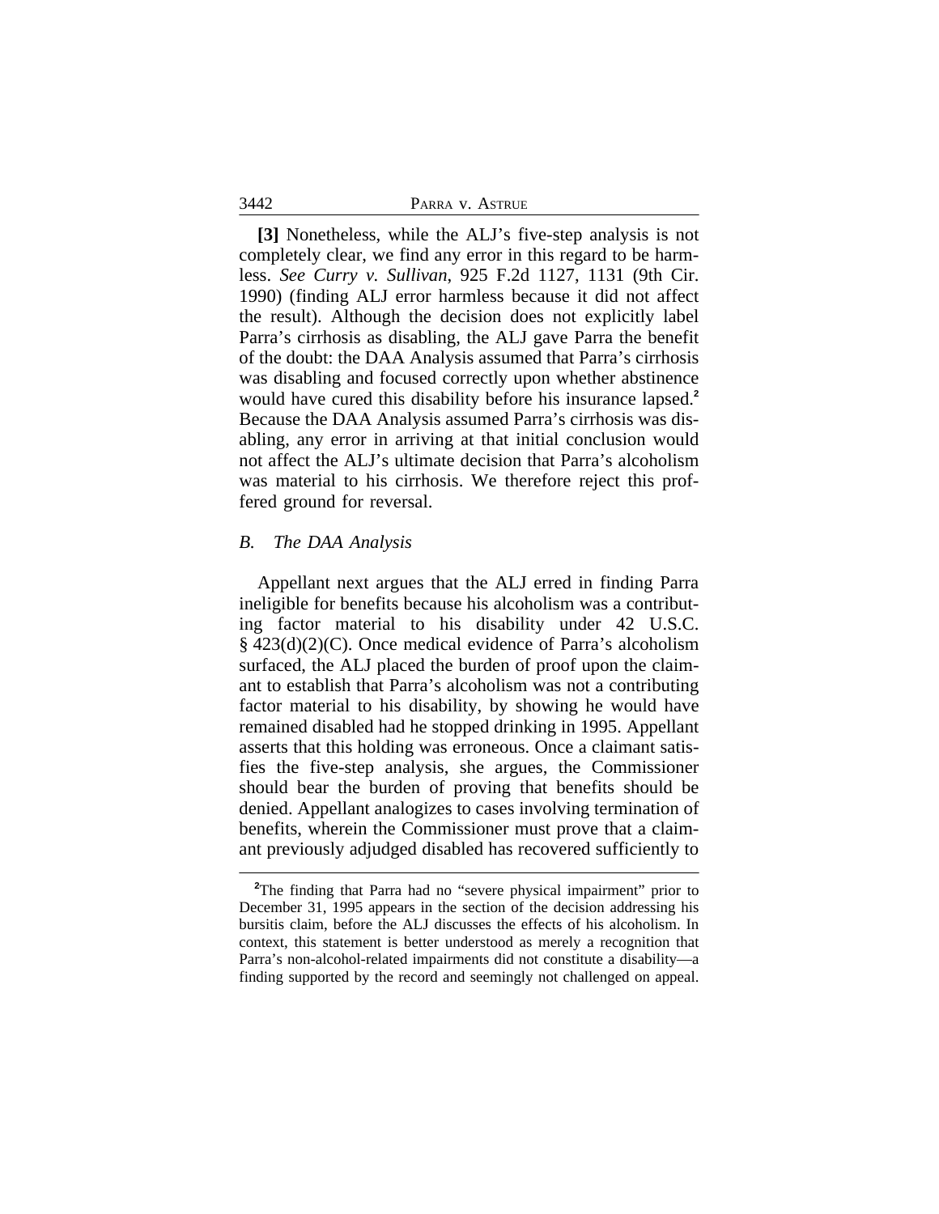**[3]** Nonetheless, while the ALJ's five-step analysis is not completely clear, we find any error in this regard to be harmless. *See Curry v. Sullivan*, 925 F.2d 1127, 1131 (9th Cir. 1990) (finding ALJ error harmless because it did not affect the result). Although the decision does not explicitly label Parra's cirrhosis as disabling, the ALJ gave Parra the benefit of the doubt: the DAA Analysis assumed that Parra's cirrhosis was disabling and focused correctly upon whether abstinence would have cured this disability before his insurance lapsed.[2] Because the DAA Analysis assumed Parra's cirrhosis was disabling, any error in arriving at that initial conclusion would not affect the ALJ's ultimate decision that Parra's alcoholism was material to his cirrhosis. We therefore reject this proffered ground for reversal.

### *B. The DAA Analysis*

Appellant next argues that the ALJ erred in finding Parra ineligible for benefits because his alcoholism was a contributing factor material to his disability under 42 U.S.C. § 423(d)(2)(C). Once medical evidence of Parra's alcoholism surfaced, the ALJ placed the burden of proof upon the claimant to establish that Parra's alcoholism was not a contributing factor material to his disability, by showing he would have remained disabled had he stopped drinking in 1995. Appellant asserts that this holding was erroneous. Once a claimant satisfies the five-step analysis, she argues, the Commissioner should bear the burden of proving that benefits should be denied. Appellant analogizes to cases involving termination of benefits, wherein the Commissioner must prove that a claimant previously adjudged disabled has recovered sufficiently to

[2]The finding that Parra had no "severe physical impairment" prior to December 31, 1995 appears in the section of the decision addressing his bursitis claim, before the ALJ discusses the effects of his alcoholism. In context, this statement is better understood as merely a recognition that Parra's non-alcohol-related impairments did not constitute a disability—a finding supported by the record and seemingly not challenged on appeal.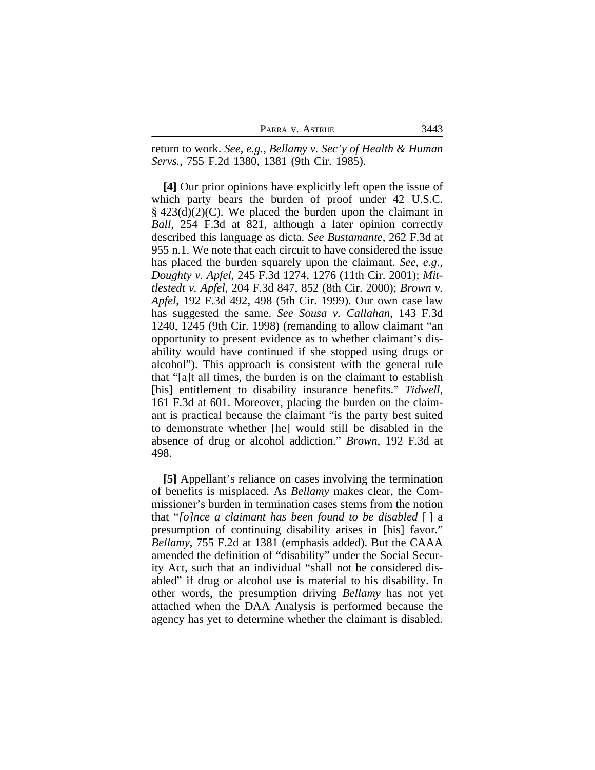return to work. *See, e.g.*, *Bellamy v. Sec'y of Health & Human Servs.*, 755 F.2d 1380, 1381 (9th Cir. 1985).

**[4]** Our prior opinions have explicitly left open the issue of which party bears the burden of proof under 42 U.S.C. § 423(d)(2)(C). We placed the burden upon the claimant in *Ball*, 254 F.3d at 821, although a later opinion correctly described this language as dicta. *See Bustamante*, 262 F.3d at 955 n.1. We note that each circuit to have considered the issue has placed the burden squarely upon the claimant. *See, e.g.*, *Doughty v. Apfel*, 245 F.3d 1274, 1276 (11th Cir. 2001); *Mittlestedt v. Apfel*, 204 F.3d 847, 852 (8th Cir. 2000); *Brown v. Apfel*, 192 F.3d 492, 498 (5th Cir. 1999). Our own case law has suggested the same. *See Sousa v. Callahan*, 143 F.3d 1240, 1245 (9th Cir. 1998) (remanding to allow claimant "an opportunity to present evidence as to whether claimant's disability would have continued if she stopped using drugs or alcohol"). This approach is consistent with the general rule that "[a]t all times, the burden is on the claimant to establish [his] entitlement to disability insurance benefits." *Tidwell*, 161 F.3d at 601. Moreover, placing the burden on the claimant is practical because the claimant "is the party best suited to demonstrate whether [he] would still be disabled in the absence of drug or alcohol addiction." *Brown*, 192 F.3d at 498.

**[5]** Appellant's reliance on cases involving the termination of benefits is misplaced. As *Bellamy* makes clear, the Commissioner's burden in termination cases stems from the notion that "*[o]nce a claimant has been found to be disabled* [ ] a presumption of continuing disability arises in [his] favor." *Bellamy*, 755 F.2d at 1381 (emphasis added). But the CAAA amended the definition of "disability" under the Social Security Act, such that an individual "shall not be considered disabled" if drug or alcohol use is material to his disability. In other words, the presumption driving *Bellamy* has not yet attached when the DAA Analysis is performed because the agency has yet to determine whether the claimant is disabled.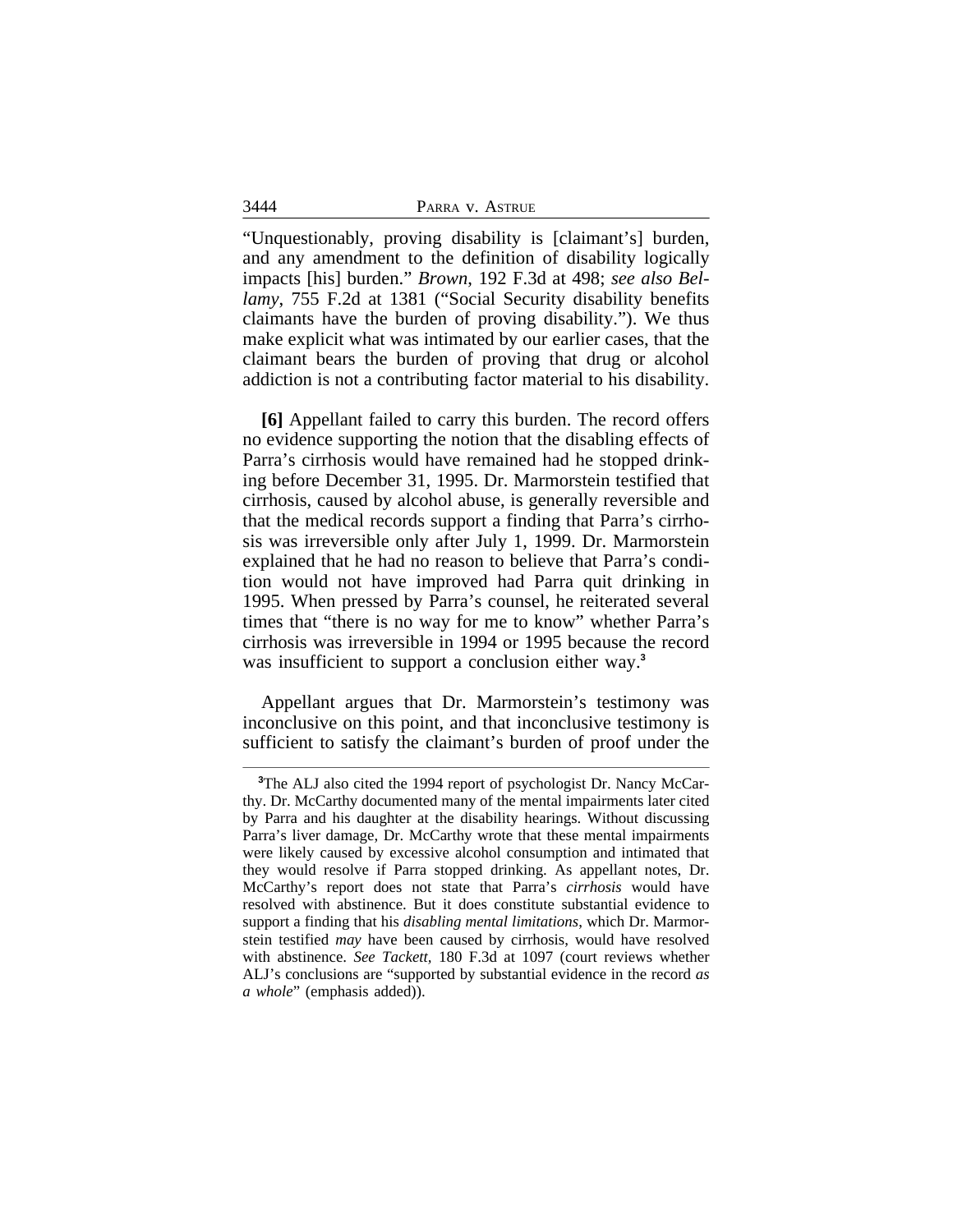"Unquestionably, proving disability is [claimant's] burden, and any amendment to the definition of disability logically impacts [his] burden." *Brown*, 192 F.3d at 498; *see also Bellamy*, 755 F.2d at 1381 ("Social Security disability benefits claimants have the burden of proving disability."). We thus make explicit what was intimated by our earlier cases, that the claimant bears the burden of proving that drug or alcohol addiction is not a contributing factor material to his disability.

**[6]** Appellant failed to carry this burden. The record offers no evidence supporting the notion that the disabling effects of Parra's cirrhosis would have remained had he stopped drinking before December 31, 1995. Dr. Marmorstein testified that cirrhosis, caused by alcohol abuse, is generally reversible and that the medical records support a finding that Parra's cirrhosis was irreversible only after July 1, 1999. Dr. Marmorstein explained that he had no reason to believe that Parra's condition would not have improved had Parra quit drinking in 1995. When pressed by Parra's counsel, he reiterated several times that "there is no way for me to know" whether Parra's cirrhosis was irreversible in 1994 or 1995 because the record was insufficient to support a conclusion either way.[3]

Appellant argues that Dr. Marmorstein's testimony was inconclusive on this point, and that inconclusive testimony is sufficient to satisfy the claimant's burden of proof under the

---

[3]The ALJ also cited the 1994 report of psychologist Dr. Nancy McCarthy. Dr. McCarthy documented many of the mental impairments later cited by Parra and his daughter at the disability hearings. Without discussing Parra's liver damage, Dr. McCarthy wrote that these mental impairments were likely caused by excessive alcohol consumption and intimated that they would resolve if Parra stopped drinking. As appellant notes, Dr. McCarthy's report does not state that Parra's *cirrhosis* would have resolved with abstinence. But it does constitute substantial evidence to support a finding that his *disabling mental limitations*, which Dr. Marmorstein testified *may* have been caused by cirrhosis, would have resolved with abstinence. *See Tackett*, 180 F.3d at 1097 (court reviews whether ALJ's conclusions are "supported by substantial evidence in the record *as a whole*" (emphasis added)).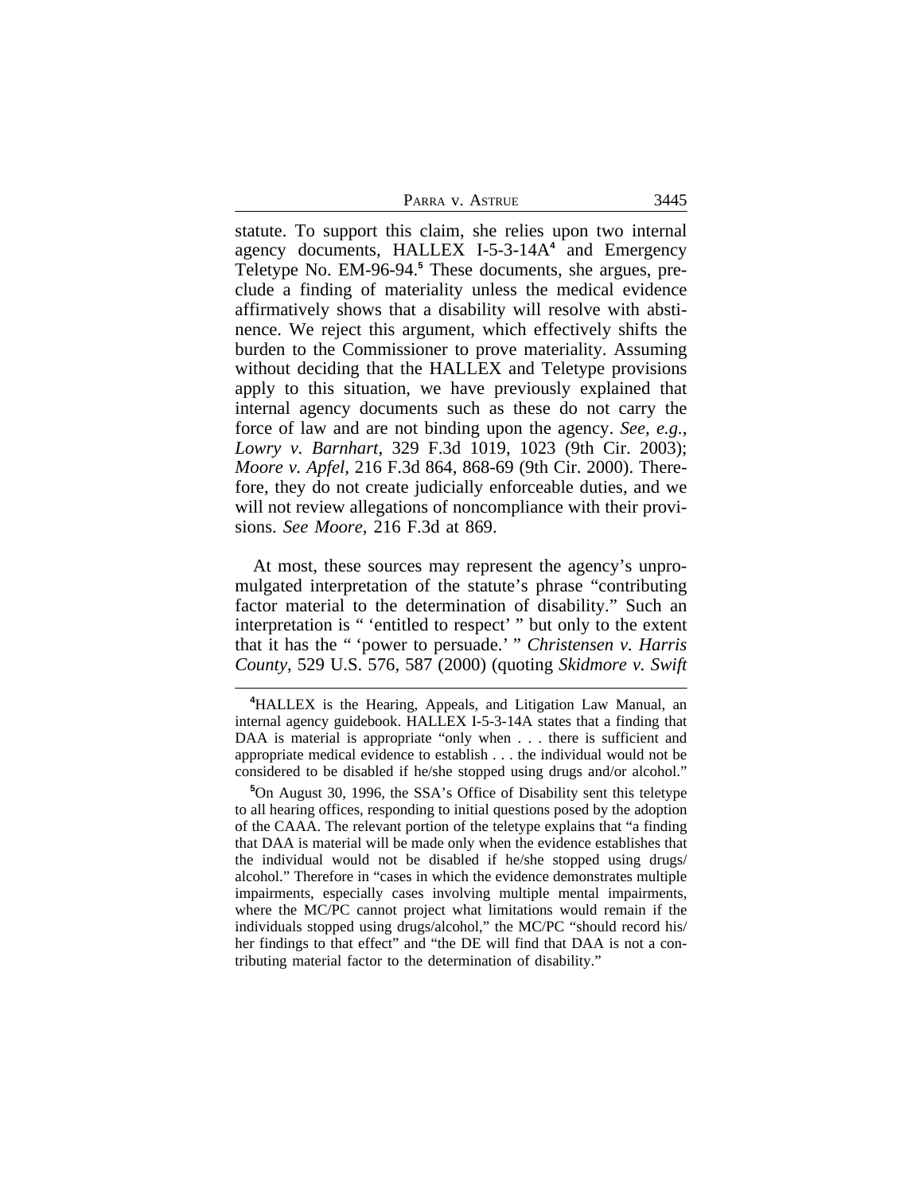statute. To support this claim, she relies upon two internal agency documents, HALLEX I-5-3-14A[4] and Emergency Teletype No. EM-96-94.[5] These documents, she argues, preclude a finding of materiality unless the medical evidence affirmatively shows that a disability will resolve with abstinence. We reject this argument, which effectively shifts the burden to the Commissioner to prove materiality. Assuming without deciding that the HALLEX and Teletype provisions apply to this situation, we have previously explained that internal agency documents such as these do not carry the force of law and are not binding upon the agency. *See, e.g.*, *Lowry v. Barnhart*, 329 F.3d 1019, 1023 (9th Cir. 2003); *Moore v. Apfel*, 216 F.3d 864, 868-69 (9th Cir. 2000). Therefore, they do not create judicially enforceable duties, and we will not review allegations of noncompliance with their provisions. *See Moore*, 216 F.3d at 869.

At most, these sources may represent the agency's unpromulgated interpretation of the statute's phrase "contributing factor material to the determination of disability." Such an interpretation is " 'entitled to respect' " but only to the extent that it has the " 'power to persuade.' " *Christensen v. Harris County*, 529 U.S. 576, 587 (2000) (quoting *Skidmore v. Swift*

---

[4]HALLEX is the Hearing, Appeals, and Litigation Law Manual, an internal agency guidebook. HALLEX I-5-3-14A states that a finding that DAA is material is appropriate "only when . . . there is sufficient and appropriate medical evidence to establish . . . the individual would not be considered to be disabled if he/she stopped using drugs and/or alcohol."

[5]On August 30, 1996, the SSA's Office of Disability sent this teletype to all hearing offices, responding to initial questions posed by the adoption of the CAAA. The relevant portion of the teletype explains that "a finding that DAA is material will be made only when the evidence establishes that the individual would not be disabled if he/she stopped using drugs/alcohol." Therefore in "cases in which the evidence demonstrates multiple impairments, especially cases involving multiple mental impairments, where the MC/PC cannot project what limitations would remain if the individuals stopped using drugs/alcohol," the MC/PC "should record his/her findings to that effect" and "the DE will find that DAA is not a contributing material factor to the determination of disability."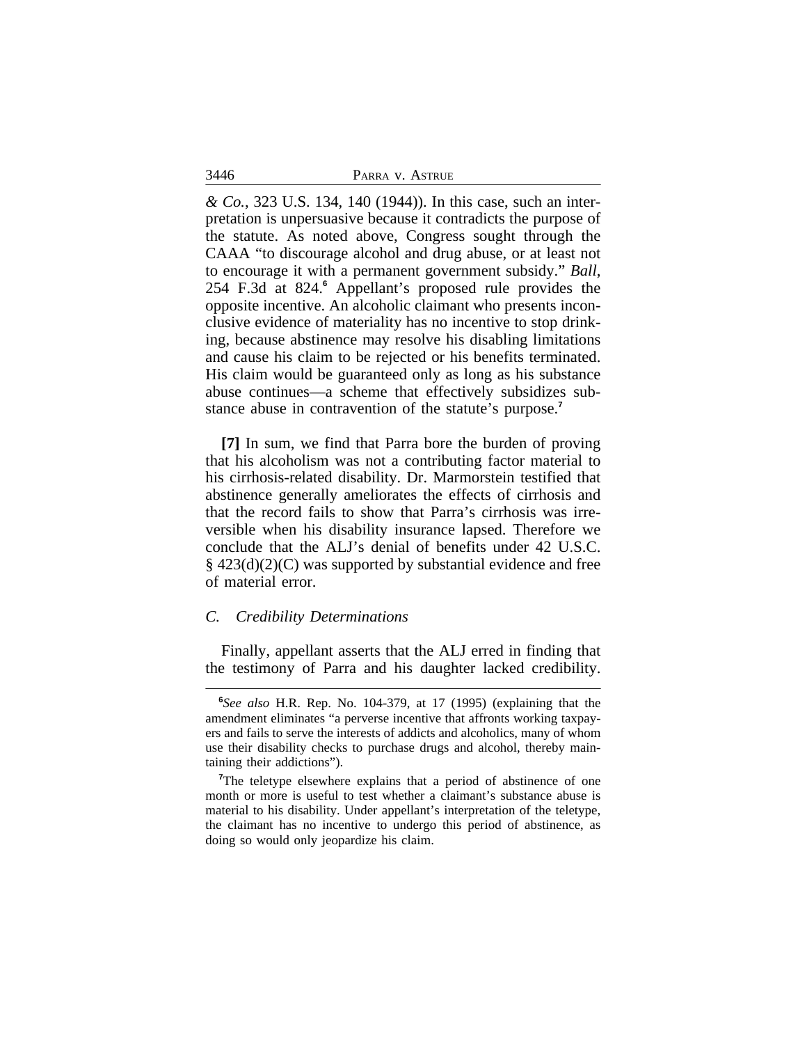*& Co.*, 323 U.S. 134, 140 (1944)). In this case, such an interpretation is unpersuasive because it contradicts the purpose of the statute. As noted above, Congress sought through the CAAA "to discourage alcohol and drug abuse, or at least not to encourage it with a permanent government subsidy." *Ball*, 254 F.3d at 824.[6] Appellant's proposed rule provides the opposite incentive. An alcoholic claimant who presents inconclusive evidence of materiality has no incentive to stop drinking, because abstinence may resolve his disabling limitations and cause his claim to be rejected or his benefits terminated. His claim would be guaranteed only as long as his substance abuse continues—a scheme that effectively subsidizes substance abuse in contravention of the statute's purpose.[7]

**[7]** In sum, we find that Parra bore the burden of proving that his alcoholism was not a contributing factor material to his cirrhosis-related disability. Dr. Marmorstein testified that abstinence generally ameliorates the effects of cirrhosis and that the record fails to show that Parra's cirrhosis was irreversible when his disability insurance lapsed. Therefore we conclude that the ALJ's denial of benefits under 42 U.S.C. § 423(d)(2)(C) was supported by substantial evidence and free of material error.

### *C. Credibility Determinations*

Finally, appellant asserts that the ALJ erred in finding that the testimony of Parra and his daughter lacked credibility.

---

[6]*See also* H.R. Rep. No. 104-379, at 17 (1995) (explaining that the amendment eliminates "a perverse incentive that affronts working taxpayers and fails to serve the interests of addicts and alcoholics, many of whom use their disability checks to purchase drugs and alcohol, thereby maintaining their addictions").

[7]The teletype elsewhere explains that a period of abstinence of one month or more is useful to test whether a claimant's substance abuse is material to his disability. Under appellant's interpretation of the teletype, the claimant has no incentive to undergo this period of abstinence, as doing so would only jeopardize his claim.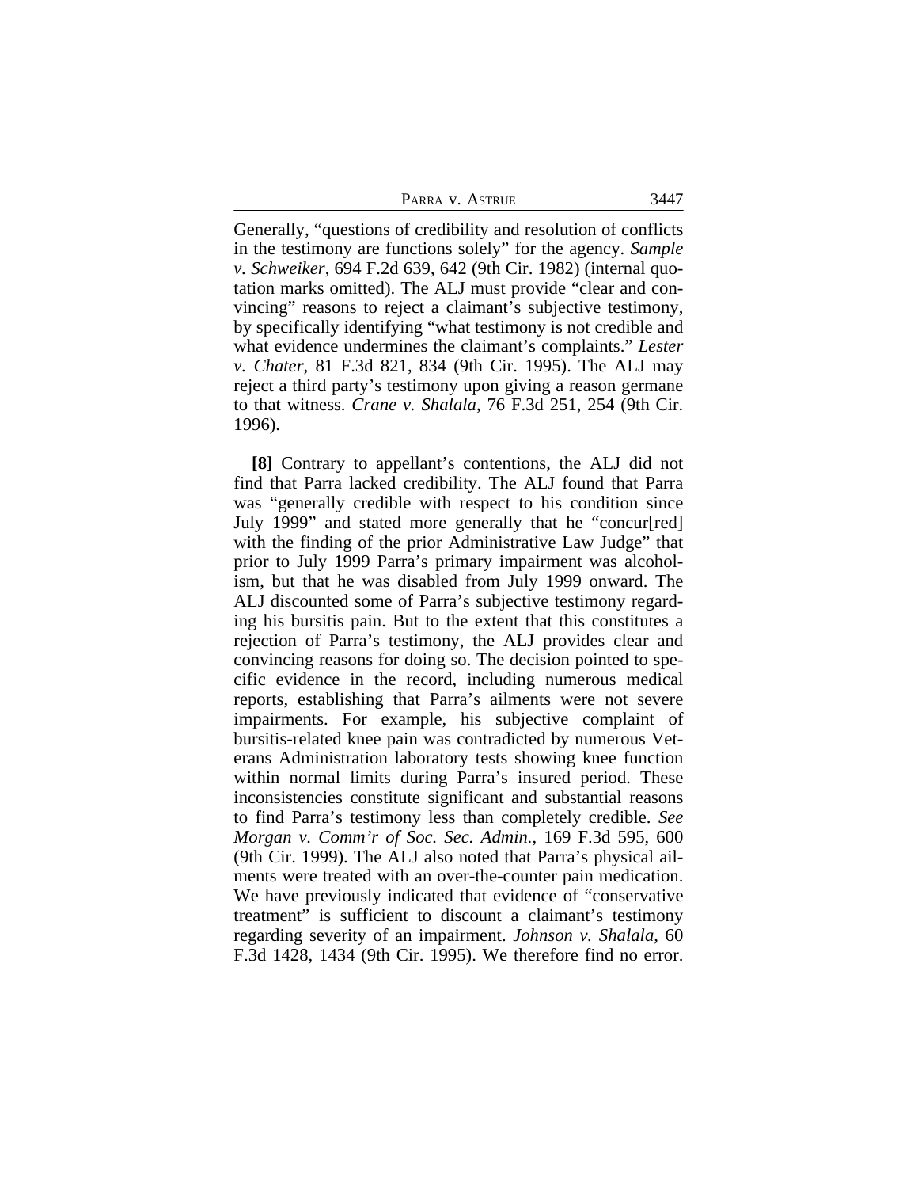Generally, "questions of credibility and resolution of conflicts in the testimony are functions solely" for the agency. *Sample v. Schweiker*, 694 F.2d 639, 642 (9th Cir. 1982) (internal quotation marks omitted). The ALJ must provide "clear and convincing" reasons to reject a claimant's subjective testimony, by specifically identifying "what testimony is not credible and what evidence undermines the claimant's complaints." *Lester v. Chater*, 81 F.3d 821, 834 (9th Cir. 1995). The ALJ may reject a third party's testimony upon giving a reason germane to that witness. *Crane v. Shalala*, 76 F.3d 251, 254 (9th Cir. 1996).

**[8]** Contrary to appellant's contentions, the ALJ did not find that Parra lacked credibility. The ALJ found that Parra was "generally credible with respect to his condition since July 1999" and stated more generally that he "concur[red] with the finding of the prior Administrative Law Judge" that prior to July 1999 Parra's primary impairment was alcoholism, but that he was disabled from July 1999 onward. The ALJ discounted some of Parra's subjective testimony regarding his bursitis pain. But to the extent that this constitutes a rejection of Parra's testimony, the ALJ provides clear and convincing reasons for doing so. The decision pointed to specific evidence in the record, including numerous medical reports, establishing that Parra's ailments were not severe impairments. For example, his subjective complaint of bursitis-related knee pain was contradicted by numerous Veterans Administration laboratory tests showing knee function within normal limits during Parra's insured period. These inconsistencies constitute significant and substantial reasons to find Parra's testimony less than completely credible. *See Morgan v. Comm'r of Soc. Sec. Admin.*, 169 F.3d 595, 600 (9th Cir. 1999). The ALJ also noted that Parra's physical ailments were treated with an over-the-counter pain medication. We have previously indicated that evidence of "conservative treatment" is sufficient to discount a claimant's testimony regarding severity of an impairment. *Johnson v. Shalala*, 60 F.3d 1428, 1434 (9th Cir. 1995). We therefore find no error.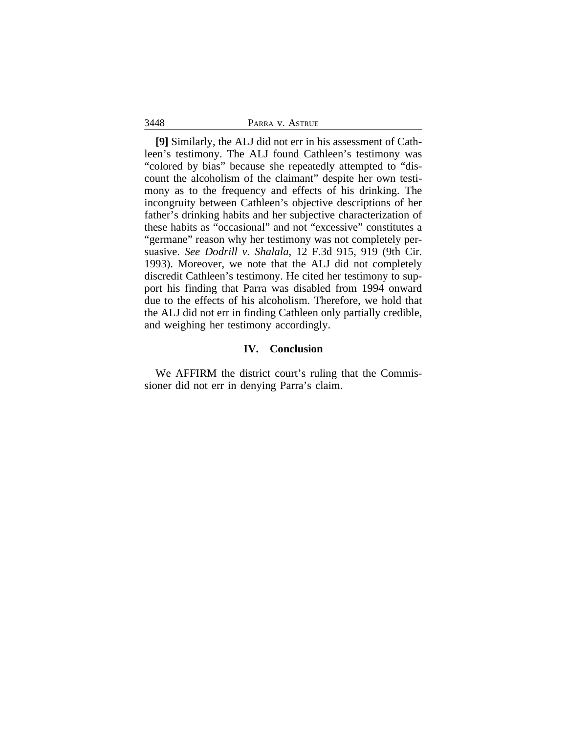**[9]** Similarly, the ALJ did not err in his assessment of Cathleen's testimony. The ALJ found Cathleen's testimony was "colored by bias" because she repeatedly attempted to "discount the alcoholism of the claimant" despite her own testimony as to the frequency and effects of his drinking. The incongruity between Cathleen's objective descriptions of her father's drinking habits and her subjective characterization of these habits as "occasional" and not "excessive" constitutes a "germane" reason why her testimony was not completely persuasive. *See Dodrill v. Shalala*, 12 F.3d 915, 919 (9th Cir. 1993). Moreover, we note that the ALJ did not completely discredit Cathleen's testimony. He cited her testimony to support his finding that Parra was disabled from 1994 onward due to the effects of his alcoholism. Therefore, we hold that the ALJ did not err in finding Cathleen only partially credible, and weighing her testimony accordingly.

## IV. Conclusion

We AFFIRM the district court's ruling that the Commissioner did not err in denying Parra's claim.